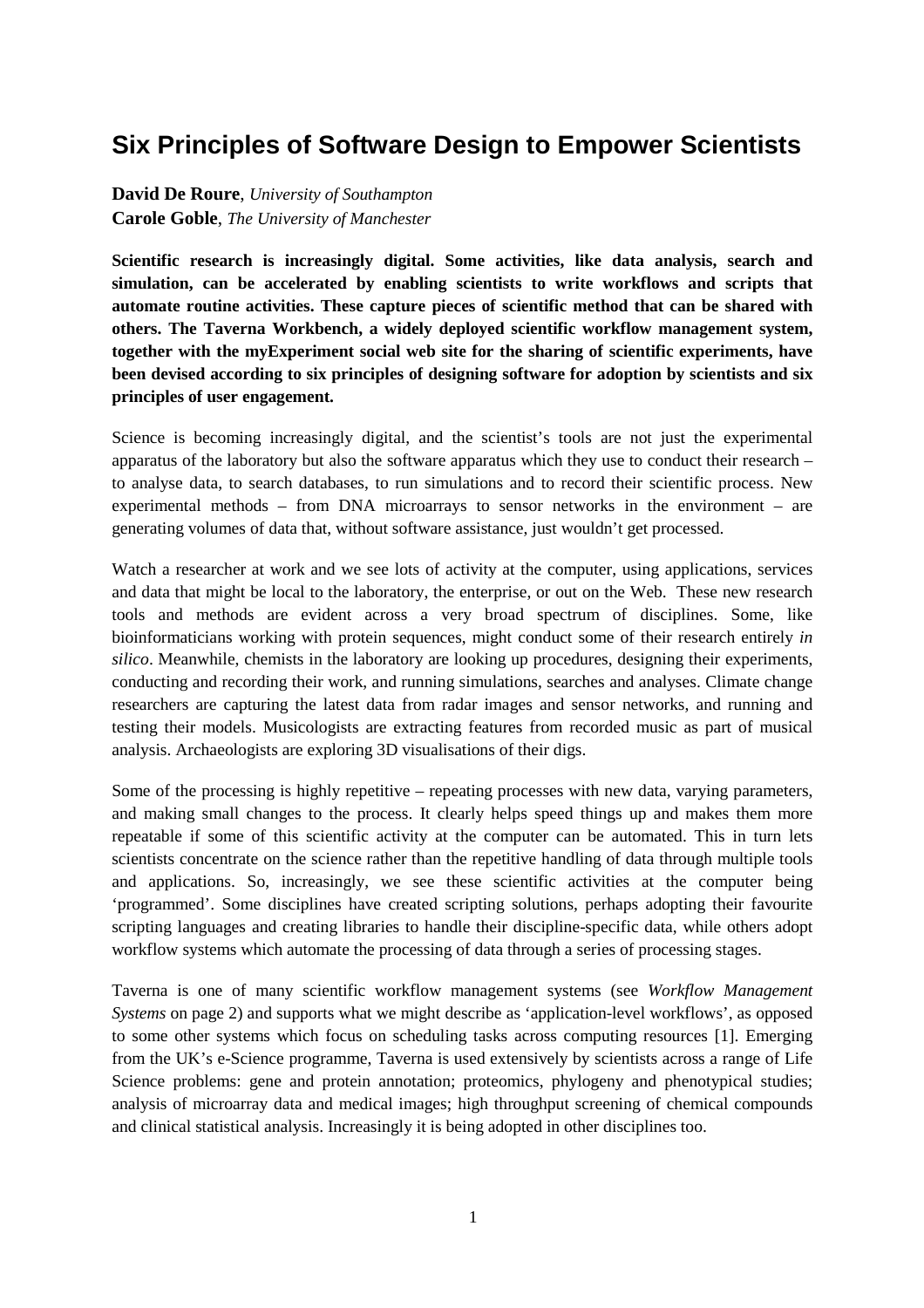# Six Principles of Software Design to Empower Scientists

**David De Roure**, *University of Southampton*
**Carole Goble**, *The University of Manchester*

**Scientific research is increasingly digital. Some activities, like data analysis, search and simulation, can be accelerated by enabling scientists to write workflows and scripts that automate routine activities. These capture pieces of scientific method that can be shared with others. The Taverna Workbench, a widely deployed scientific workflow management system, together with the myExperiment social web site for the sharing of scientific experiments, have been devised according to six principles of designing software for adoption by scientists and six principles of user engagement.**

Science is becoming increasingly digital, and the scientist's tools are not just the experimental apparatus of the laboratory but also the software apparatus which they use to conduct their research – to analyse data, to search databases, to run simulations and to record their scientific process. New experimental methods – from DNA microarrays to sensor networks in the environment – are generating volumes of data that, without software assistance, just wouldn't get processed.

Watch a researcher at work and we see lots of activity at the computer, using applications, services and data that might be local to the laboratory, the enterprise, or out on the Web. These new research tools and methods are evident across a very broad spectrum of disciplines. Some, like bioinformaticians working with protein sequences, might conduct some of their research entirely *in silico*. Meanwhile, chemists in the laboratory are looking up procedures, designing their experiments, conducting and recording their work, and running simulations, searches and analyses. Climate change researchers are capturing the latest data from radar images and sensor networks, and running and testing their models. Musicologists are extracting features from recorded music as part of musical analysis. Archaeologists are exploring 3D visualisations of their digs.

Some of the processing is highly repetitive – repeating processes with new data, varying parameters, and making small changes to the process. It clearly helps speed things up and makes them more repeatable if some of this scientific activity at the computer can be automated. This in turn lets scientists concentrate on the science rather than the repetitive handling of data through multiple tools and applications. So, increasingly, we see these scientific activities at the computer being 'programmed'. Some disciplines have created scripting solutions, perhaps adopting their favourite scripting languages and creating libraries to handle their discipline-specific data, while others adopt workflow systems which automate the processing of data through a series of processing stages.

Taverna is one of many scientific workflow management systems (see *Workflow Management Systems* on page 2) and supports what we might describe as 'application-level workflows', as opposed to some other systems which focus on scheduling tasks across computing resources [1]. Emerging from the UK's e-Science programme, Taverna is used extensively by scientists across a range of Life Science problems: gene and protein annotation; proteomics, phylogeny and phenotypical studies; analysis of microarray data and medical images; high throughput screening of chemical compounds and clinical statistical analysis. Increasingly it is being adopted in other disciplines too.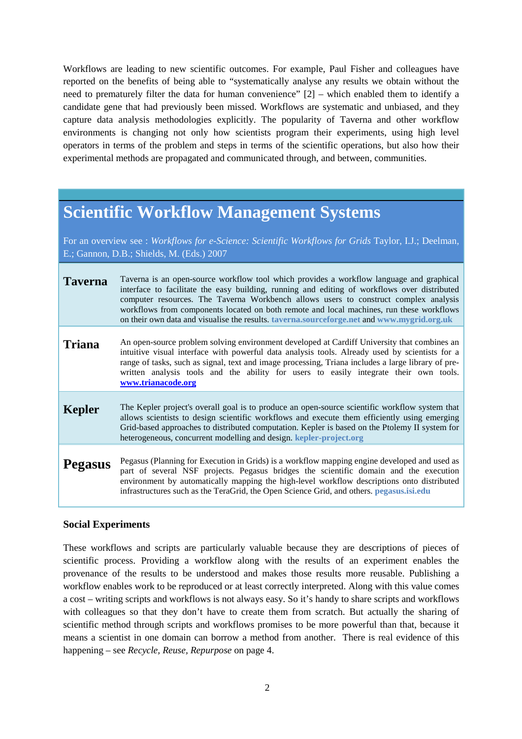Workflows are leading to new scientific outcomes. For example, Paul Fisher and colleagues have reported on the benefits of being able to "systematically analyse any results we obtain without the need to prematurely filter the data for human convenience" [2] – which enabled them to identify a candidate gene that had previously been missed. Workflows are systematic and unbiased, and they capture data analysis methodologies explicitly. The popularity of Taverna and other workflow environments is changing not only how scientists program their experiments, using high level operators in terms of the problem and steps in terms of the scientific operations, but also how their experimental methods are propagated and communicated through, and between, communities.

## Scientific Workflow Management Systems

For an overview see : *Workflows for e-Science: Scientific Workflows for Grids* Taylor, I.J.; Deelman, E.; Gannon, D.B.; Shields, M. (Eds.) 2007

| | |
|---|---|
| **Taverna** | Taverna is an open-source workflow tool which provides a workflow language and graphical interface to facilitate the easy building, running and editing of workflows over distributed computer resources. The Taverna Workbench allows users to construct complex analysis workflows from components located on both remote and local machines, run these workflows on their own data and visualise the results. **taverna.sourceforge.net** and **www.mygrid.org.uk** |
| **Triana** | An open-source problem solving environment developed at Cardiff University that combines an intuitive visual interface with powerful data analysis tools. Already used by scientists for a range of tasks, such as signal, text and image processing, Triana includes a large library of pre-written analysis tools and the ability for users to easily integrate their own tools. **www.trianacode.org** |
| **Kepler** | The Kepler project's overall goal is to produce an open-source scientific workflow system that allows scientists to design scientific workflows and execute them efficiently using emerging Grid-based approaches to distributed computation. Kepler is based on the Ptolemy II system for heterogeneous, concurrent modelling and design. **kepler-project.org** |
| **Pegasus** | Pegasus (Planning for Execution in Grids) is a workflow mapping engine developed and used as part of several NSF projects. Pegasus bridges the scientific domain and the execution environment by automatically mapping the high-level workflow descriptions onto distributed infrastructures such as the TeraGrid, the Open Science Grid, and others. **pegasus.isi.edu** |

### Social Experiments

These workflows and scripts are particularly valuable because they are descriptions of pieces of scientific process. Providing a workflow along with the results of an experiment enables the provenance of the results to be understood and makes those results more reusable. Publishing a workflow enables work to be reproduced or at least correctly interpreted. Along with this value comes a cost – writing scripts and workflows is not always easy. So it's handy to share scripts and workflows with colleagues so that they don't have to create them from scratch. But actually the sharing of scientific method through scripts and workflows promises to be more powerful than that, because it means a scientist in one domain can borrow a method from another. There is real evidence of this happening – see *Recycle, Reuse, Repurpose* on page 4.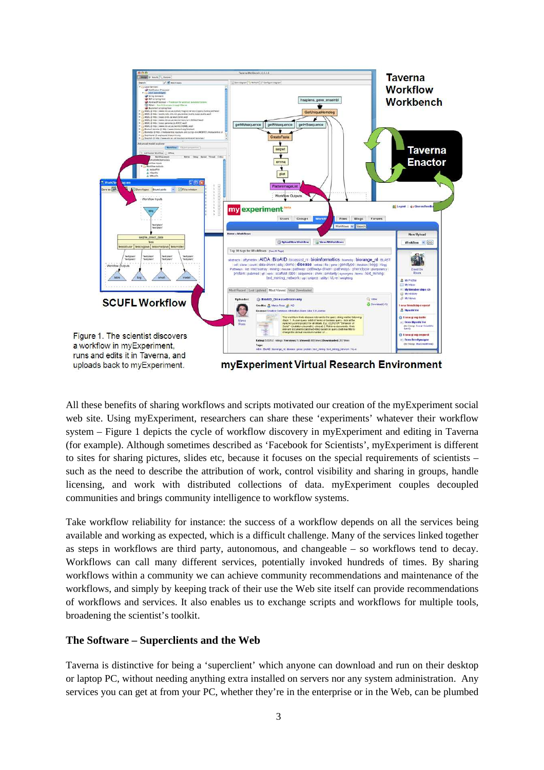Figure 1. The scientist discovers a workflow in myExperiment, runs and edits it in Taverna, and uploads back to myExperiment.

All these benefits of sharing workflows and scripts motivated our creation of the myExperiment social web site. Using myExperiment, researchers can share these 'experiments' whatever their workflow system – Figure 1 depicts the cycle of workflow discovery in myExperiment and editing in Taverna (for example). Although sometimes described as 'Facebook for Scientists', myExperiment is different to sites for sharing pictures, slides etc, because it focuses on the special requirements of scientists – such as the need to describe the attribution of work, control visibility and sharing in groups, handle licensing, and work with distributed collections of data. myExperiment couples decoupled communities and brings community intelligence to workflow systems.

Take workflow reliability for instance: the success of a workflow depends on all the services being available and working as expected, which is a difficult challenge. Many of the services linked together as steps in workflows are third party, autonomous, and changeable – so workflows tend to decay. Workflows can call many different services, potentially invoked hundreds of times. By sharing workflows within a community we can achieve community recommendations and maintenance of the workflows, and simply by keeping track of their use the Web site itself can provide recommendations of workflows and services. It also enables us to exchange scripts and workflows for multiple tools, broadening the scientist's toolkit.

### The Software – Superclients and the Web

Taverna is distinctive for being a 'superclient' which anyone can download and run on their desktop or laptop PC, without needing anything extra installed on servers nor any system administration. Any services you can get at from your PC, whether they're in the enterprise or in the Web, can be plumbed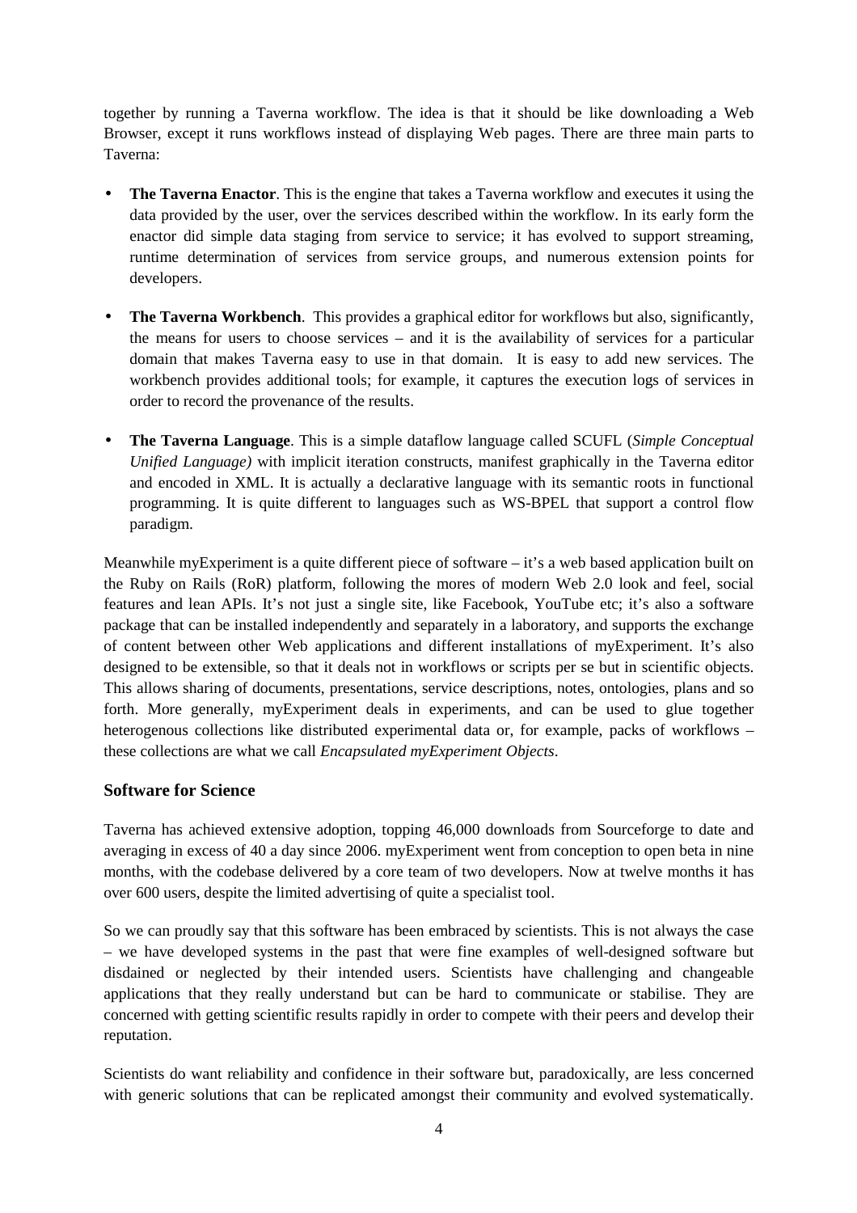together by running a Taverna workflow. The idea is that it should be like downloading a Web Browser, except it runs workflows instead of displaying Web pages. There are three main parts to Taverna:

- **The Taverna Enactor**. This is the engine that takes a Taverna workflow and executes it using the data provided by the user, over the services described within the workflow. In its early form the enactor did simple data staging from service to service; it has evolved to support streaming, runtime determination of services from service groups, and numerous extension points for developers.
- **The Taverna Workbench**. This provides a graphical editor for workflows but also, significantly, the means for users to choose services – and it is the availability of services for a particular domain that makes Taverna easy to use in that domain. It is easy to add new services. The workbench provides additional tools; for example, it captures the execution logs of services in order to record the provenance of the results.
- **The Taverna Language**. This is a simple dataflow language called SCUFL (*Simple Conceptual Unified Language)* with implicit iteration constructs, manifest graphically in the Taverna editor and encoded in XML. It is actually a declarative language with its semantic roots in functional programming. It is quite different to languages such as WS-BPEL that support a control flow paradigm.

Meanwhile myExperiment is a quite different piece of software – it's a web based application built on the Ruby on Rails (RoR) platform, following the mores of modern Web 2.0 look and feel, social features and lean APIs. It's not just a single site, like Facebook, YouTube etc; it's also a software package that can be installed independently and separately in a laboratory, and supports the exchange of content between other Web applications and different installations of myExperiment. It's also designed to be extensible, so that it deals not in workflows or scripts per se but in scientific objects. This allows sharing of documents, presentations, service descriptions, notes, ontologies, plans and so forth. More generally, myExperiment deals in experiments, and can be used to glue together heterogenous collections like distributed experimental data or, for example, packs of workflows – these collections are what we call *Encapsulated myExperiment Objects*.

## Software for Science

Taverna has achieved extensive adoption, topping 46,000 downloads from Sourceforge to date and averaging in excess of 40 a day since 2006. myExperiment went from conception to open beta in nine months, with the codebase delivered by a core team of two developers. Now at twelve months it has over 600 users, despite the limited advertising of quite a specialist tool.

So we can proudly say that this software has been embraced by scientists. This is not always the case – we have developed systems in the past that were fine examples of well-designed software but disdained or neglected by their intended users. Scientists have challenging and changeable applications that they really understand but can be hard to communicate or stabilise. They are concerned with getting scientific results rapidly in order to compete with their peers and develop their reputation.

Scientists do want reliability and confidence in their software but, paradoxically, are less concerned with generic solutions that can be replicated amongst their community and evolved systematically.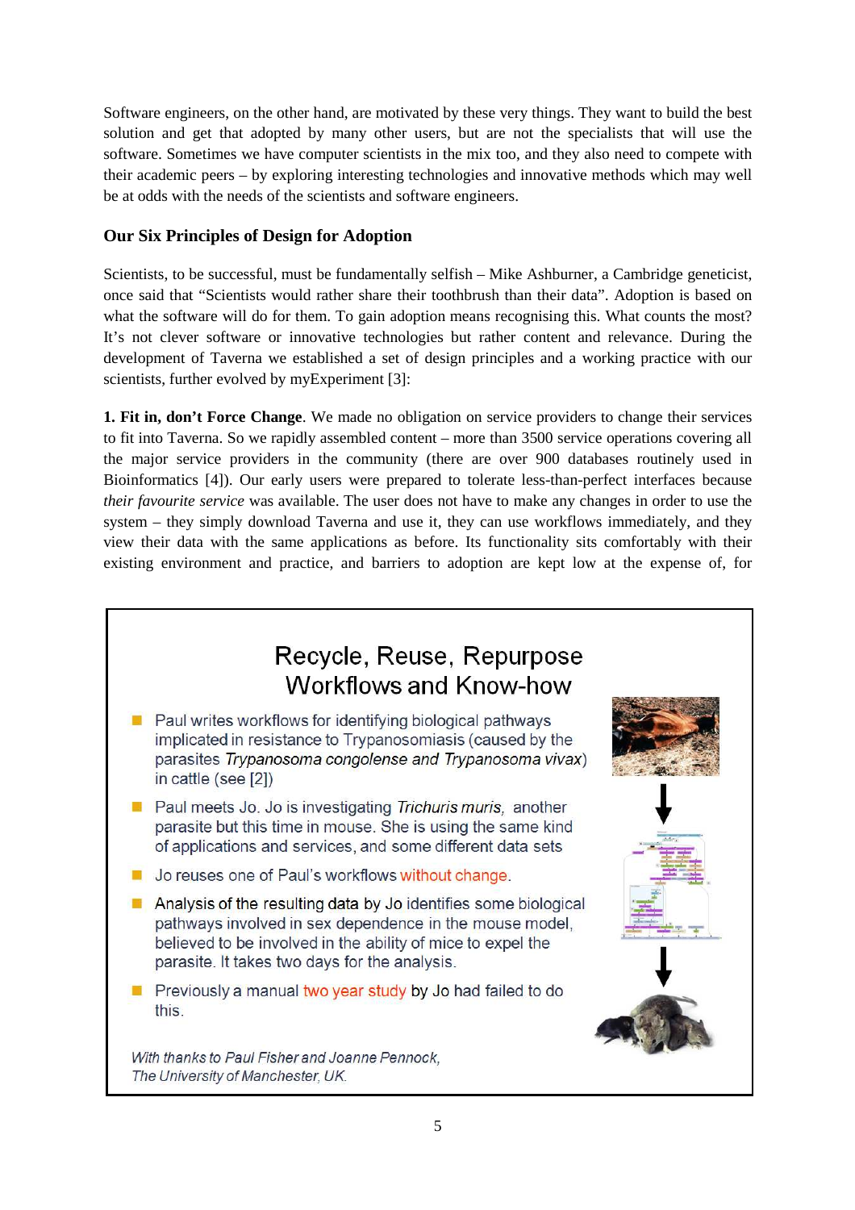Software engineers, on the other hand, are motivated by these very things. They want to build the best solution and get that adopted by many other users, but are not the specialists that will use the software. Sometimes we have computer scientists in the mix too, and they also need to compete with their academic peers – by exploring interesting technologies and innovative methods which may well be at odds with the needs of the scientists and software engineers.

### Our Six Principles of Design for Adoption

Scientists, to be successful, must be fundamentally selfish – Mike Ashburner, a Cambridge geneticist, once said that "Scientists would rather share their toothbrush than their data". Adoption is based on what the software will do for them. To gain adoption means recognising this. What counts the most? It's not clever software or innovative technologies but rather content and relevance. During the development of Taverna we established a set of design principles and a working practice with our scientists, further evolved by myExperiment [3]:

**1. Fit in, don't Force Change**. We made no obligation on service providers to change their services to fit into Taverna. So we rapidly assembled content – more than 3500 service operations covering all the major service providers in the community (there are over 900 databases routinely used in Bioinformatics [4]). Our early users were prepared to tolerate less-than-perfect interfaces because *their favourite service* was available. The user does not have to make any changes in order to use the system – they simply download Taverna and use it, they can use workflows immediately, and they view their data with the same applications as before. Its functionality sits comfortably with their existing environment and practice, and barriers to adoption are kept low at the expense of, for

> **Recycle, Reuse, Repurpose Workflows and Know-how**
>
> - Paul writes workflows for identifying biological pathways implicated in resistance to Trypanosomiasis (caused by the parasites *Trypanosoma congolense and Trypanosoma vivax*) in cattle (see [2])
> - Paul meets Jo. Jo is investigating *Trichuris muris*, another parasite but this time in mouse. She is using the same kind of applications and services, and some different data sets
> - Jo reuses one of Paul's workflows without change.
> - Analysis of the resulting data by Jo identifies some biological pathways involved in sex dependence in the mouse model, believed to be involved in the ability of mice to expel the parasite. It takes two days for the analysis.
> - Previously a manual two year study by Jo had failed to do this.
>
> *With thanks to Paul Fisher and Joanne Pennock, The University of Manchester, UK.*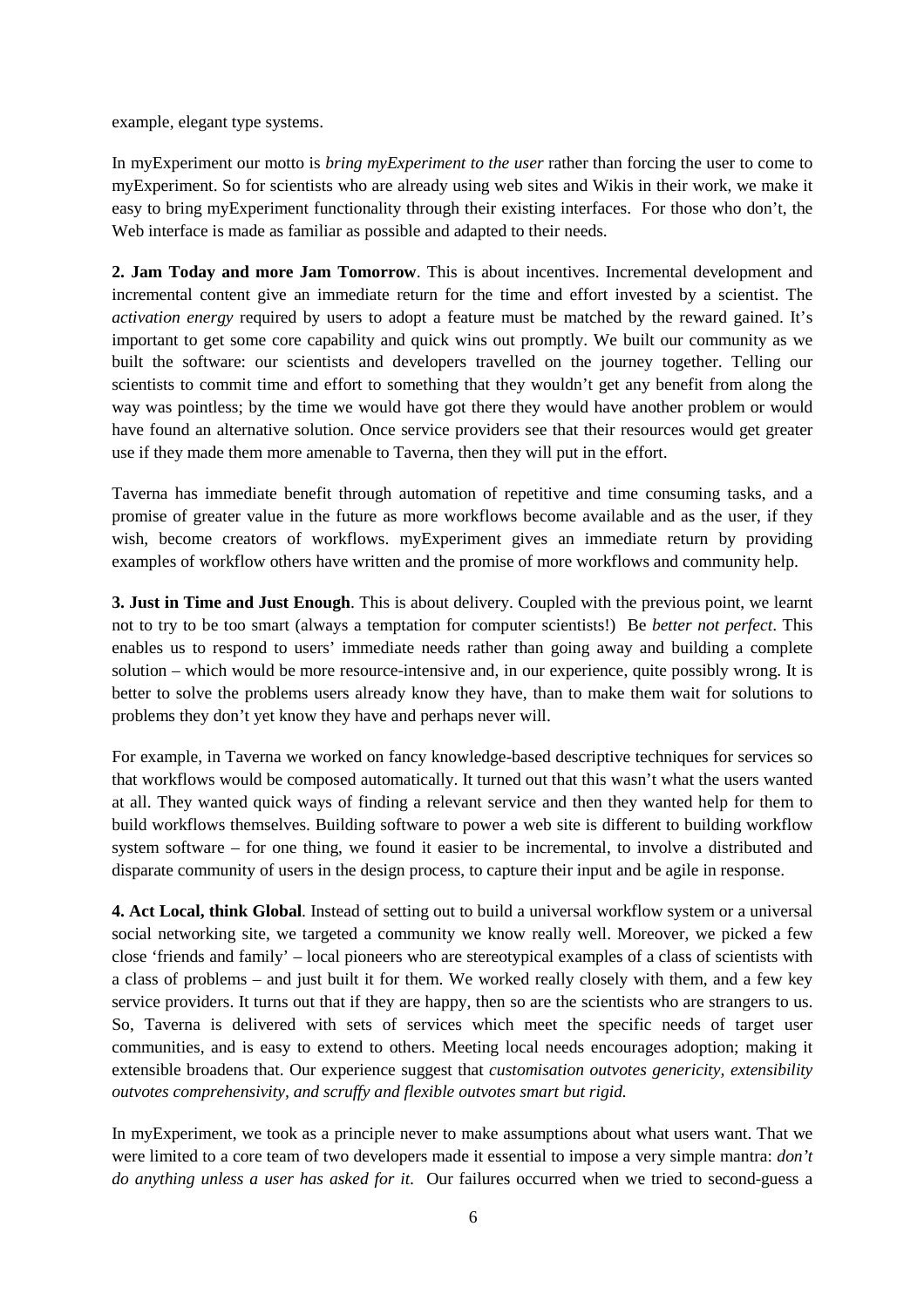example, elegant type systems.

In myExperiment our motto is *bring myExperiment to the user* rather than forcing the user to come to myExperiment. So for scientists who are already using web sites and Wikis in their work, we make it easy to bring myExperiment functionality through their existing interfaces. For those who don't, the Web interface is made as familiar as possible and adapted to their needs.

**2. Jam Today and more Jam Tomorrow**. This is about incentives. Incremental development and incremental content give an immediate return for the time and effort invested by a scientist. The *activation energy* required by users to adopt a feature must be matched by the reward gained. It's important to get some core capability and quick wins out promptly. We built our community as we built the software: our scientists and developers travelled on the journey together. Telling our scientists to commit time and effort to something that they wouldn't get any benefit from along the way was pointless; by the time we would have got there they would have another problem or would have found an alternative solution. Once service providers see that their resources would get greater use if they made them more amenable to Taverna, then they will put in the effort.

Taverna has immediate benefit through automation of repetitive and time consuming tasks, and a promise of greater value in the future as more workflows become available and as the user, if they wish, become creators of workflows. myExperiment gives an immediate return by providing examples of workflow others have written and the promise of more workflows and community help.

**3. Just in Time and Just Enough**. This is about delivery. Coupled with the previous point, we learnt not to try to be too smart (always a temptation for computer scientists!) Be *better not perfect*. This enables us to respond to users' immediate needs rather than going away and building a complete solution – which would be more resource-intensive and, in our experience, quite possibly wrong. It is better to solve the problems users already know they have, than to make them wait for solutions to problems they don't yet know they have and perhaps never will.

For example, in Taverna we worked on fancy knowledge-based descriptive techniques for services so that workflows would be composed automatically. It turned out that this wasn't what the users wanted at all. They wanted quick ways of finding a relevant service and then they wanted help for them to build workflows themselves. Building software to power a web site is different to building workflow system software – for one thing, we found it easier to be incremental, to involve a distributed and disparate community of users in the design process, to capture their input and be agile in response.

**4. Act Local, think Global**. Instead of setting out to build a universal workflow system or a universal social networking site, we targeted a community we know really well. Moreover, we picked a few close 'friends and family' – local pioneers who are stereotypical examples of a class of scientists with a class of problems – and just built it for them. We worked really closely with them, and a few key service providers. It turns out that if they are happy, then so are the scientists who are strangers to us. So, Taverna is delivered with sets of services which meet the specific needs of target user communities, and is easy to extend to others. Meeting local needs encourages adoption; making it extensible broadens that. Our experience suggest that *customisation outvotes genericity, extensibility outvotes comprehensivity, and scruffy and flexible outvotes smart but rigid.*

In myExperiment, we took as a principle never to make assumptions about what users want. That we were limited to a core team of two developers made it essential to impose a very simple mantra: *don't do anything unless a user has asked for it*. Our failures occurred when we tried to second-guess a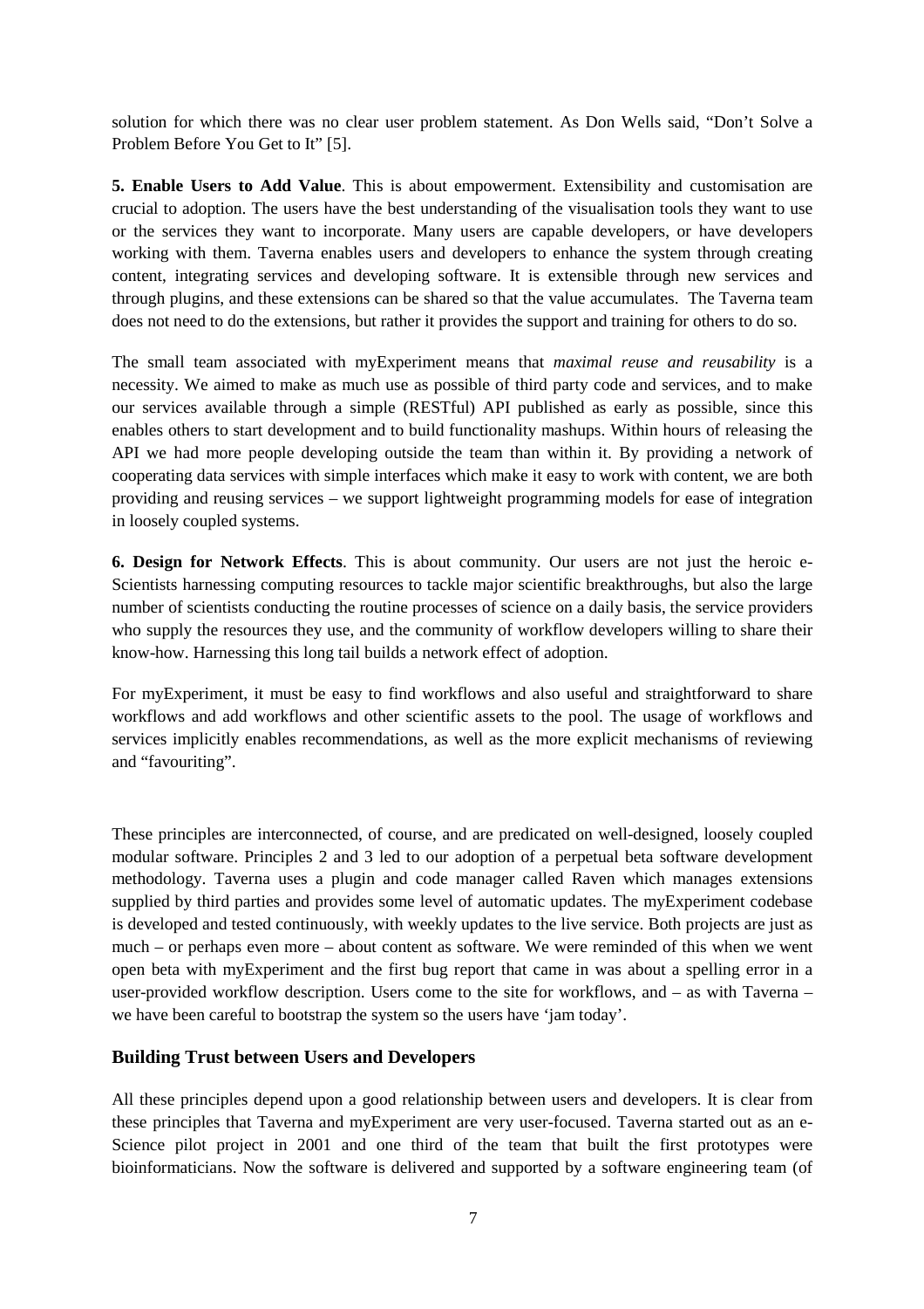solution for which there was no clear user problem statement. As Don Wells said, "Don't Solve a Problem Before You Get to It" [5].

**5. Enable Users to Add Value**. This is about empowerment. Extensibility and customisation are crucial to adoption. The users have the best understanding of the visualisation tools they want to use or the services they want to incorporate. Many users are capable developers, or have developers working with them. Taverna enables users and developers to enhance the system through creating content, integrating services and developing software. It is extensible through new services and through plugins, and these extensions can be shared so that the value accumulates. The Taverna team does not need to do the extensions, but rather it provides the support and training for others to do so.

The small team associated with myExperiment means that *maximal reuse and reusability* is a necessity. We aimed to make as much use as possible of third party code and services, and to make our services available through a simple (RESTful) API published as early as possible, since this enables others to start development and to build functionality mashups. Within hours of releasing the API we had more people developing outside the team than within it. By providing a network of cooperating data services with simple interfaces which make it easy to work with content, we are both providing and reusing services – we support lightweight programming models for ease of integration in loosely coupled systems.

**6. Design for Network Effects**. This is about community. Our users are not just the heroic e-Scientists harnessing computing resources to tackle major scientific breakthroughs, but also the large number of scientists conducting the routine processes of science on a daily basis, the service providers who supply the resources they use, and the community of workflow developers willing to share their know-how. Harnessing this long tail builds a network effect of adoption.

For myExperiment, it must be easy to find workflows and also useful and straightforward to share workflows and add workflows and other scientific assets to the pool. The usage of workflows and services implicitly enables recommendations, as well as the more explicit mechanisms of reviewing and "favouriting".

These principles are interconnected, of course, and are predicated on well-designed, loosely coupled modular software. Principles 2 and 3 led to our adoption of a perpetual beta software development methodology. Taverna uses a plugin and code manager called Raven which manages extensions supplied by third parties and provides some level of automatic updates. The myExperiment codebase is developed and tested continuously, with weekly updates to the live service. Both projects are just as much – or perhaps even more – about content as software. We were reminded of this when we went open beta with myExperiment and the first bug report that came in was about a spelling error in a user-provided workflow description. Users come to the site for workflows, and – as with Taverna – we have been careful to bootstrap the system so the users have 'jam today'.

### Building Trust between Users and Developers

All these principles depend upon a good relationship between users and developers. It is clear from these principles that Taverna and myExperiment are very user-focused. Taverna started out as an e-Science pilot project in 2001 and one third of the team that built the first prototypes were bioinformaticians. Now the software is delivered and supported by a software engineering team (of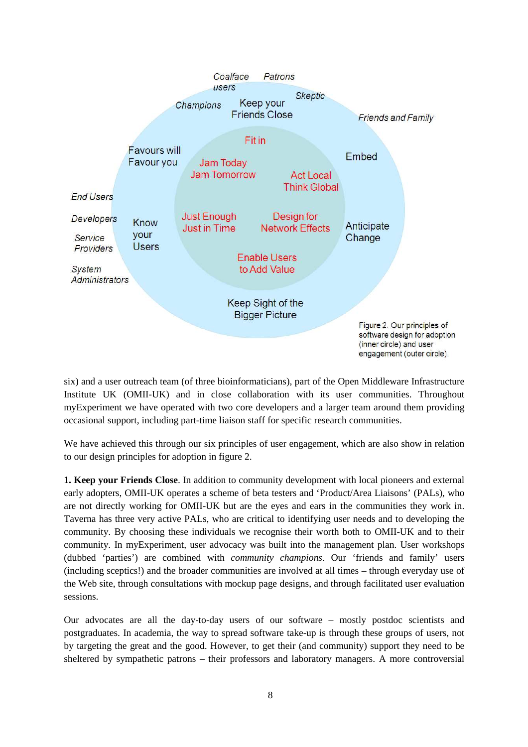Figure 2. Our principles of software design for adoption (inner circle) and user engagement (outer circle).

six) and a user outreach team (of three bioinformaticians), part of the Open Middleware Infrastructure Institute UK (OMII-UK) and in close collaboration with its user communities. Throughout myExperiment we have operated with two core developers and a larger team around them providing occasional support, including part-time liaison staff for specific research communities.

We have achieved this through our six principles of user engagement, which are also show in relation to our design principles for adoption in figure 2.

**1. Keep your Friends Close**. In addition to community development with local pioneers and external early adopters, OMII-UK operates a scheme of beta testers and 'Product/Area Liaisons' (PALs), who are not directly working for OMII-UK but are the eyes and ears in the communities they work in. Taverna has three very active PALs, who are critical to identifying user needs and to developing the community. By choosing these individuals we recognise their worth both to OMII-UK and to their community. In myExperiment, user advocacy was built into the management plan. User workshops (dubbed 'parties') are combined with *community champions*. Our 'friends and family' users (including sceptics!) and the broader communities are involved at all times – through everyday use of the Web site, through consultations with mockup page designs, and through facilitated user evaluation sessions.

Our advocates are all the day-to-day users of our software – mostly postdoc scientists and postgraduates. In academia, the way to spread software take-up is through these groups of users, not by targeting the great and the good. However, to get their (and community) support they need to be sheltered by sympathetic patrons – their professors and laboratory managers. A more controversial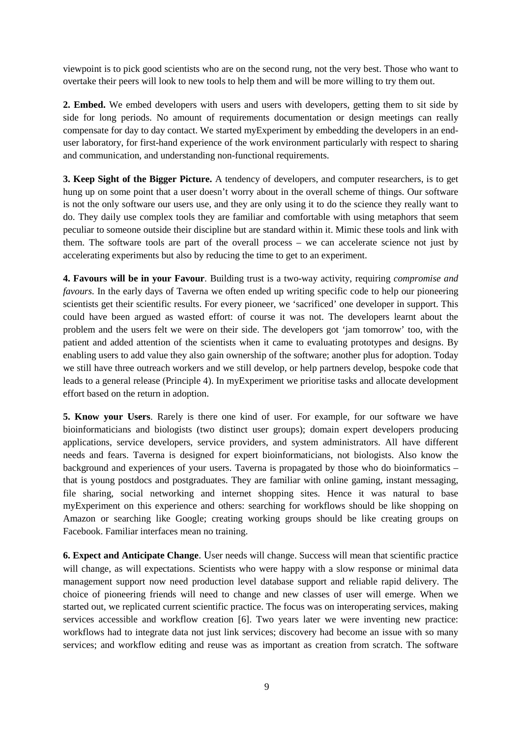viewpoint is to pick good scientists who are on the second rung, not the very best. Those who want to overtake their peers will look to new tools to help them and will be more willing to try them out.

**2. Embed.** We embed developers with users and users with developers, getting them to sit side by side for long periods. No amount of requirements documentation or design meetings can really compensate for day to day contact. We started myExperiment by embedding the developers in an end-user laboratory, for first-hand experience of the work environment particularly with respect to sharing and communication, and understanding non-functional requirements.

**3. Keep Sight of the Bigger Picture.** A tendency of developers, and computer researchers, is to get hung up on some point that a user doesn't worry about in the overall scheme of things. Our software is not the only software our users use, and they are only using it to do the science they really want to do. They daily use complex tools they are familiar and comfortable with using metaphors that seem peculiar to someone outside their discipline but are standard within it. Mimic these tools and link with them. The software tools are part of the overall process – we can accelerate science not just by accelerating experiments but also by reducing the time to get to an experiment.

**4. Favours will be in your Favour**. Building trust is a two-way activity, requiring *compromise and favours.* In the early days of Taverna we often ended up writing specific code to help our pioneering scientists get their scientific results. For every pioneer, we 'sacrificed' one developer in support. This could have been argued as wasted effort: of course it was not. The developers learnt about the problem and the users felt we were on their side. The developers got 'jam tomorrow' too, with the patient and added attention of the scientists when it came to evaluating prototypes and designs. By enabling users to add value they also gain ownership of the software; another plus for adoption. Today we still have three outreach workers and we still develop, or help partners develop, bespoke code that leads to a general release (Principle 4). In myExperiment we prioritise tasks and allocate development effort based on the return in adoption.

**5. Know your Users**. Rarely is there one kind of user. For example, for our software we have bioinformaticians and biologists (two distinct user groups); domain expert developers producing applications, service developers, service providers, and system administrators. All have different needs and fears. Taverna is designed for expert bioinformaticians, not biologists. Also know the background and experiences of your users. Taverna is propagated by those who do bioinformatics – that is young postdocs and postgraduates. They are familiar with online gaming, instant messaging, file sharing, social networking and internet shopping sites. Hence it was natural to base myExperiment on this experience and others: searching for workflows should be like shopping on Amazon or searching like Google; creating working groups should be like creating groups on Facebook. Familiar interfaces mean no training.

**6. Expect and Anticipate Change**. User needs will change. Success will mean that scientific practice will change, as will expectations. Scientists who were happy with a slow response or minimal data management support now need production level database support and reliable rapid delivery. The choice of pioneering friends will need to change and new classes of user will emerge. When we started out, we replicated current scientific practice. The focus was on interoperating services, making services accessible and workflow creation [6]. Two years later we were inventing new practice: workflows had to integrate data not just link services; discovery had become an issue with so many services; and workflow editing and reuse was as important as creation from scratch. The software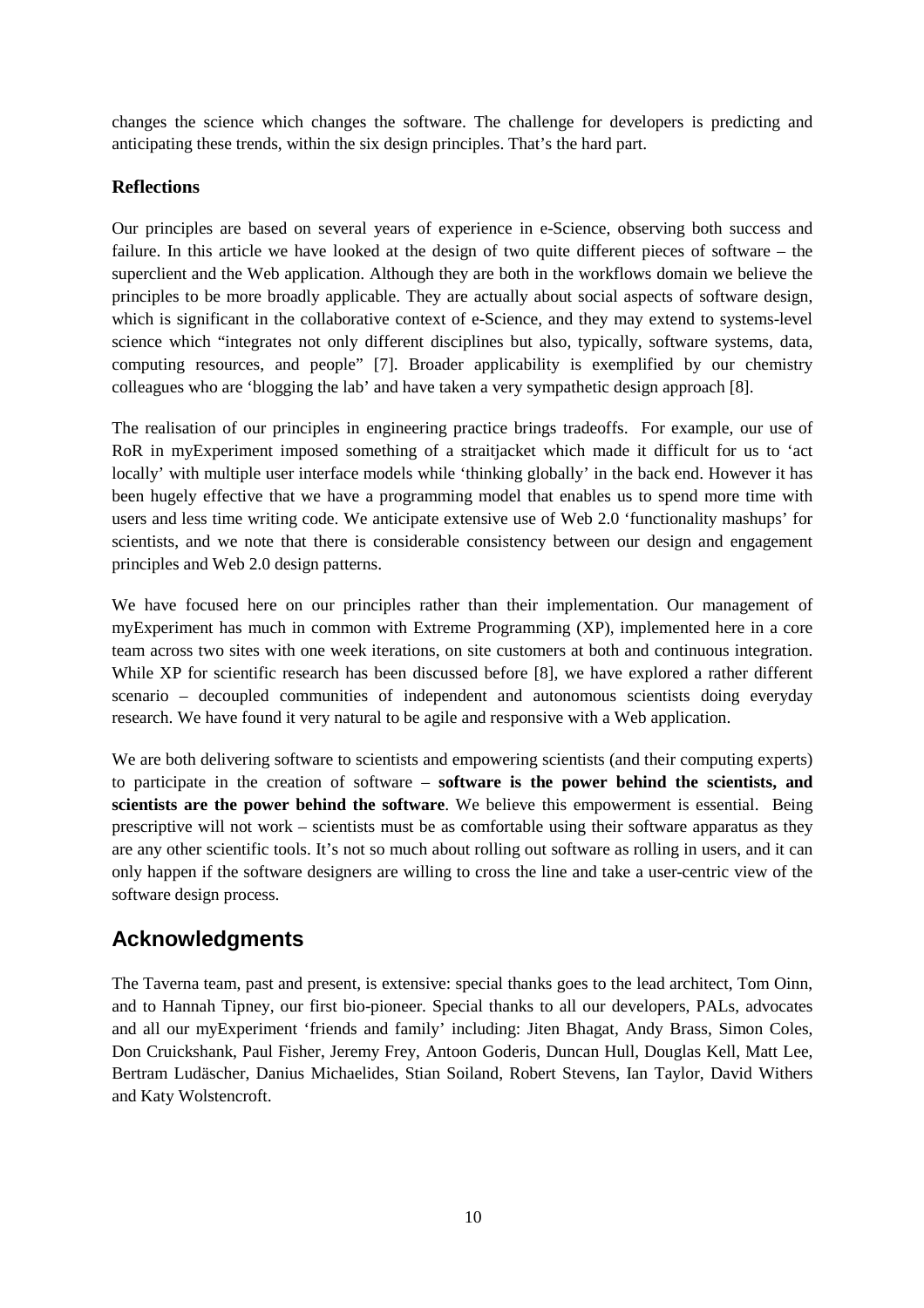changes the science which changes the software. The challenge for developers is predicting and anticipating these trends, within the six design principles. That's the hard part.

### Reflections

Our principles are based on several years of experience in e-Science, observing both success and failure. In this article we have looked at the design of two quite different pieces of software – the superclient and the Web application. Although they are both in the workflows domain we believe the principles to be more broadly applicable. They are actually about social aspects of software design, which is significant in the collaborative context of e-Science, and they may extend to systems-level science which "integrates not only different disciplines but also, typically, software systems, data, computing resources, and people" [7]. Broader applicability is exemplified by our chemistry colleagues who are 'blogging the lab' and have taken a very sympathetic design approach [8].

The realisation of our principles in engineering practice brings tradeoffs. For example, our use of RoR in myExperiment imposed something of a straitjacket which made it difficult for us to 'act locally' with multiple user interface models while 'thinking globally' in the back end. However it has been hugely effective that we have a programming model that enables us to spend more time with users and less time writing code. We anticipate extensive use of Web 2.0 'functionality mashups' for scientists, and we note that there is considerable consistency between our design and engagement principles and Web 2.0 design patterns.

We have focused here on our principles rather than their implementation. Our management of myExperiment has much in common with Extreme Programming (XP), implemented here in a core team across two sites with one week iterations, on site customers at both and continuous integration. While XP for scientific research has been discussed before [8], we have explored a rather different scenario – decoupled communities of independent and autonomous scientists doing everyday research. We have found it very natural to be agile and responsive with a Web application.

We are both delivering software to scientists and empowering scientists (and their computing experts) to participate in the creation of software – **software is the power behind the scientists, and scientists are the power behind the software**. We believe this empowerment is essential. Being prescriptive will not work – scientists must be as comfortable using their software apparatus as they are any other scientific tools. It's not so much about rolling out software as rolling in users, and it can only happen if the software designers are willing to cross the line and take a user-centric view of the software design process.

## Acknowledgments

The Taverna team, past and present, is extensive: special thanks goes to the lead architect, Tom Oinn, and to Hannah Tipney, our first bio-pioneer. Special thanks to all our developers, PALs, advocates and all our myExperiment 'friends and family' including: Jiten Bhagat, Andy Brass, Simon Coles, Don Cruickshank, Paul Fisher, Jeremy Frey, Antoon Goderis, Duncan Hull, Douglas Kell, Matt Lee, Bertram Ludäscher, Danius Michaelides, Stian Soiland, Robert Stevens, Ian Taylor, David Withers and Katy Wolstencroft.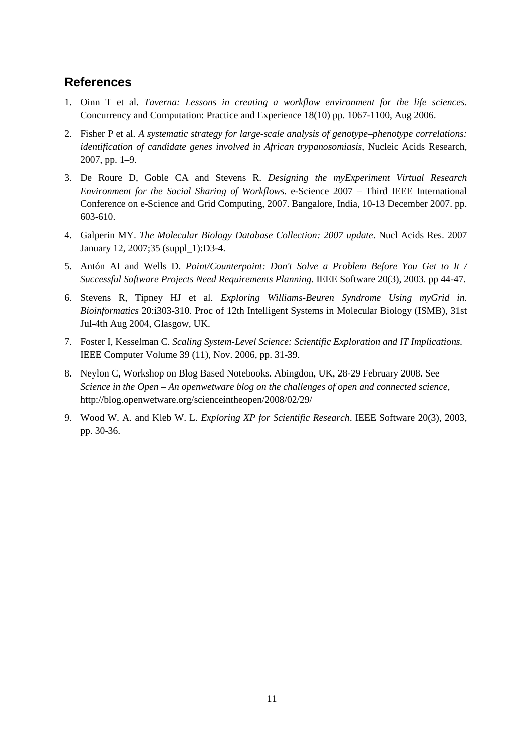## References

1. Oinn T et al. *Taverna: Lessons in creating a workflow environment for the life sciences*. Concurrency and Computation: Practice and Experience 18(10) pp. 1067-1100, Aug 2006.

2. Fisher P et al. *A systematic strategy for large-scale analysis of genotype–phenotype correlations: identification of candidate genes involved in African trypanosomiasis*, Nucleic Acids Research, 2007, pp. 1–9.

3. De Roure D, Goble CA and Stevens R. *Designing the myExperiment Virtual Research Environment for the Social Sharing of Workflows*. e-Science 2007 – Third IEEE International Conference on e-Science and Grid Computing, 2007. Bangalore, India, 10-13 December 2007. pp. 603-610.

4. Galperin MY. *The Molecular Biology Database Collection: 2007 update*. Nucl Acids Res. 2007 January 12, 2007;35 (suppl_1):D3-4.

5. Antón AI and Wells D. *Point/Counterpoint: Don't Solve a Problem Before You Get to It / Successful Software Projects Need Requirements Planning.* IEEE Software 20(3), 2003. pp 44-47.

6. Stevens R, Tipney HJ et al. *Exploring Williams-Beuren Syndrome Using myGrid in. Bioinformatics* 20:i303-310. Proc of 12th Intelligent Systems in Molecular Biology (ISMB), 31st Jul-4th Aug 2004, Glasgow, UK.

7. Foster I, Kesselman C. *Scaling System-Level Science: Scientific Exploration and IT Implications.* IEEE Computer Volume 39 (11), Nov. 2006, pp. 31-39.

8. Neylon C, Workshop on Blog Based Notebooks. Abingdon, UK, 28-29 February 2008. See *Science in the Open – An openwetware blog on the challenges of open and connected science*, http://blog.openwetware.org/scienceintheopen/2008/02/29/

9. Wood W. A. and Kleb W. L. *Exploring XP for Scientific Research*. IEEE Software 20(3), 2003, pp. 30-36.